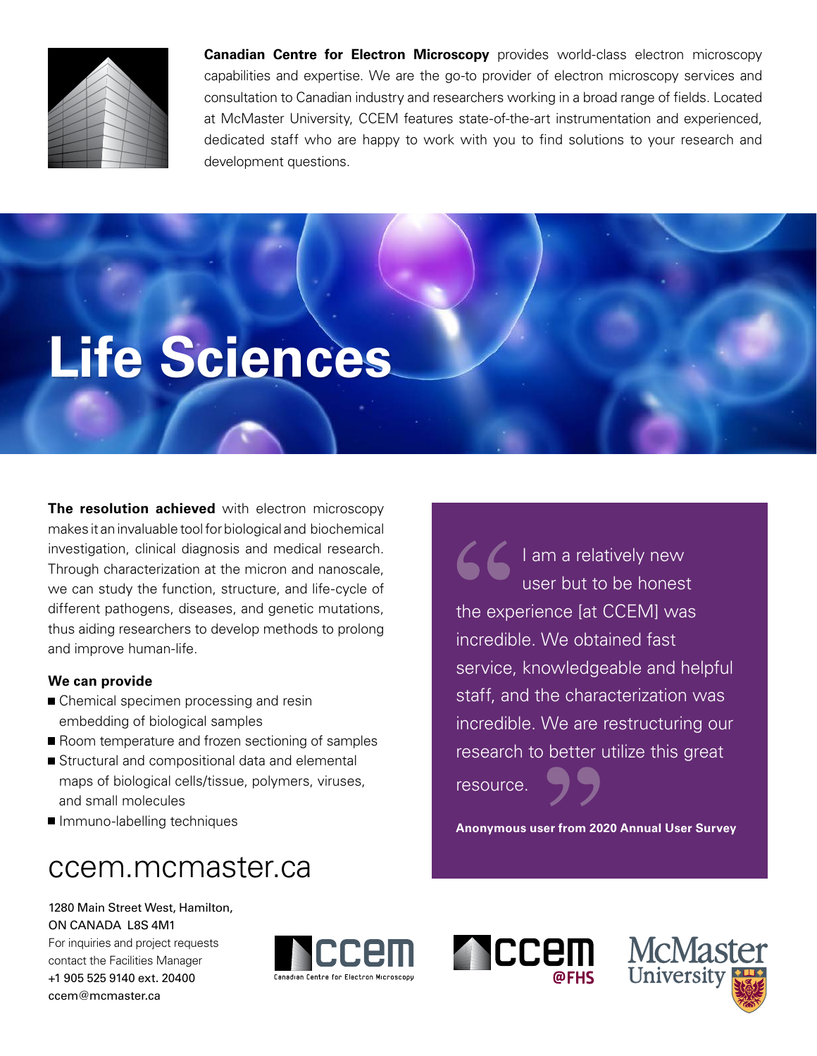**Canadian Centre for Electron Microscopy** provides world-class electron microscopy capabilities and expertise. We are the go-to provider of electron microscopy services and consultation to Canadian industry and researchers working in a broad range of fields. Located at McMaster University, CCEM features state-of-the-art instrumentation and experienced, dedicated staff who are happy to work with you to find solutions to your research and development questions.

# Life Sciences

**The resolution achieved** with electron microscopy makes it an invaluable tool for biological and biochemical investigation, clinical diagnosis and medical research. Through characterization at the micron and nanoscale, we can study the function, structure, and life-cycle of different pathogens, diseases, and genetic mutations, thus aiding researchers to develop methods to prolong and improve human-life.

**We can provide**

- Chemical specimen processing and resin embedding of biological samples
- Room temperature and frozen sectioning of samples
- Structural and compositional data and elemental maps of biological cells/tissue, polymers, viruses, and small molecules
- Immuno-labelling techniques

> "I am a relatively new user but to be honest the experience [at CCEM] was incredible. We obtained fast service, knowledgeable and helpful staff, and the characterization was incredible. We are restructuring our research to better utilize this great resource."
>
> **Anonymous user from 2020 Annual User Survey**

## ccem.mcmaster.ca

1280 Main Street West, Hamilton,
ON CANADA L8S 4M1
For inquiries and project requests contact the Facilities Manager
+1 905 525 9140 ext. 20400
ccem@mcmaster.ca

ccem Canadian Centre for Electron Microscopy

ccem @FHS

McMaster University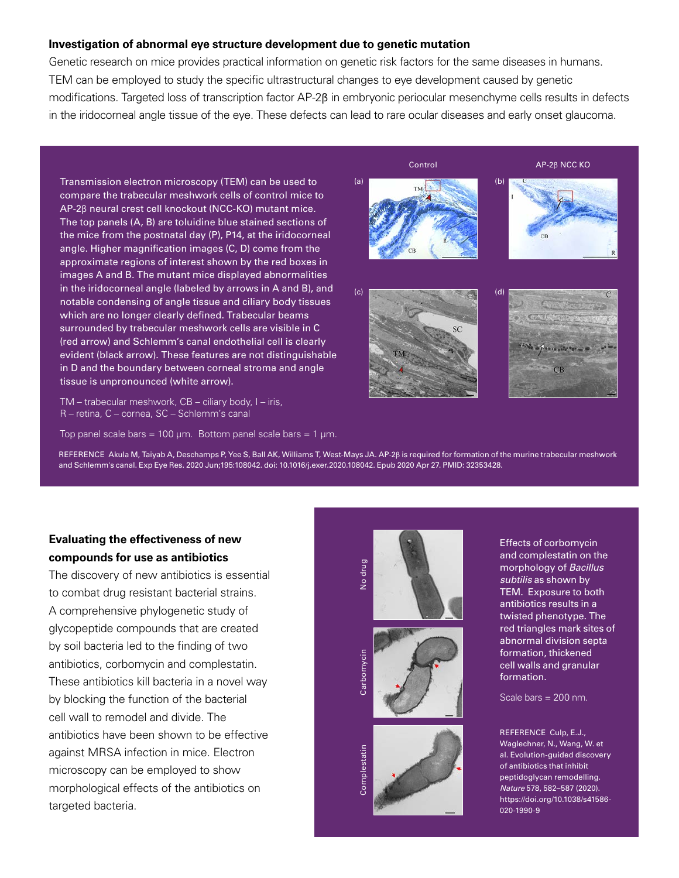### Investigation of abnormal eye structure development due to genetic mutation

Genetic research on mice provides practical information on genetic risk factors for the same diseases in humans. TEM can be employed to study the specific ultrastructural changes to eye development caused by genetic modifications. Targeted loss of transcription factor AP-2β in embryonic periocular mesenchyme cells results in defects in the iridocorneal angle tissue of the eye. These defects can lead to rare ocular diseases and early onset glaucoma.

Transmission electron microscopy (TEM) can be used to compare the trabecular meshwork cells of control mice to AP-2β neural crest cell knockout (NCC-KO) mutant mice. The top panels (A, B) are toluidine blue stained sections of the mice from the postnatal day (P), P14, at the iridocorneal angle. Higher magnification images (C, D) come from the approximate regions of interest shown by the red boxes in images A and B. The mutant mice displayed abnormalities in the iridocorneal angle (labeled by arrows in A and B), and notable condensing of angle tissue and ciliary body tissues which are no longer clearly defined. Trabecular beams surrounded by trabecular meshwork cells are visible in C (red arrow) and Schlemm's canal endothelial cell is clearly evident (black arrow). These features are not distinguishable in D and the boundary between corneal stroma and angle tissue is unpronounced (white arrow).

TM – trabecular meshwork, CB – ciliary body, I – iris, R – retina, C – cornea, SC – Schlemm's canal

Top panel scale bars = 100 µm. Bottom panel scale bars = 1 µm.

Control

AP-2β NCC KO

(a)

(b)

(c)

(d)

REFERENCE Akula M, Taiyab A, Deschamps P, Yee S, Ball AK, Williams T, West-Mays JA. AP-2β is required for formation of the murine trabecular meshwork and Schlemm's canal. Exp Eye Res. 2020 Jun;195:108042. doi: 10.1016/j.exer.2020.108042. Epub 2020 Apr 27. PMID: 32353428.

### Evaluating the effectiveness of new compounds for use as antibiotics

The discovery of new antibiotics is essential to combat drug resistant bacterial strains. A comprehensive phylogenetic study of glycopeptide compounds that are created by soil bacteria led to the finding of two antibiotics, corbomycin and complestatin. These antibiotics kill bacteria in a novel way by blocking the function of the bacterial cell wall to remodel and divide. The antibiotics have been shown to be effective against MRSA infection in mice. Electron microscopy can be employed to show morphological effects of the antibiotics on targeted bacteria.

No drug

Carbomycin

Complestatin

Effects of corbomycin and complestatin on the morphology of *Bacillus subtilis* as shown by TEM. Exposure to both antibiotics results in a twisted phenotype. The red triangles mark sites of abnormal division septa formation, thickened cell walls and granular formation.

Scale bars = 200 nm.

REFERENCE Culp, E.J., Waglechner, N., Wang, W. et al. Evolution-guided discovery of antibiotics that inhibit peptidoglycan remodelling. *Nature* 578, 582–587 (2020). https://doi.org/10.1038/s41586-020-1990-9